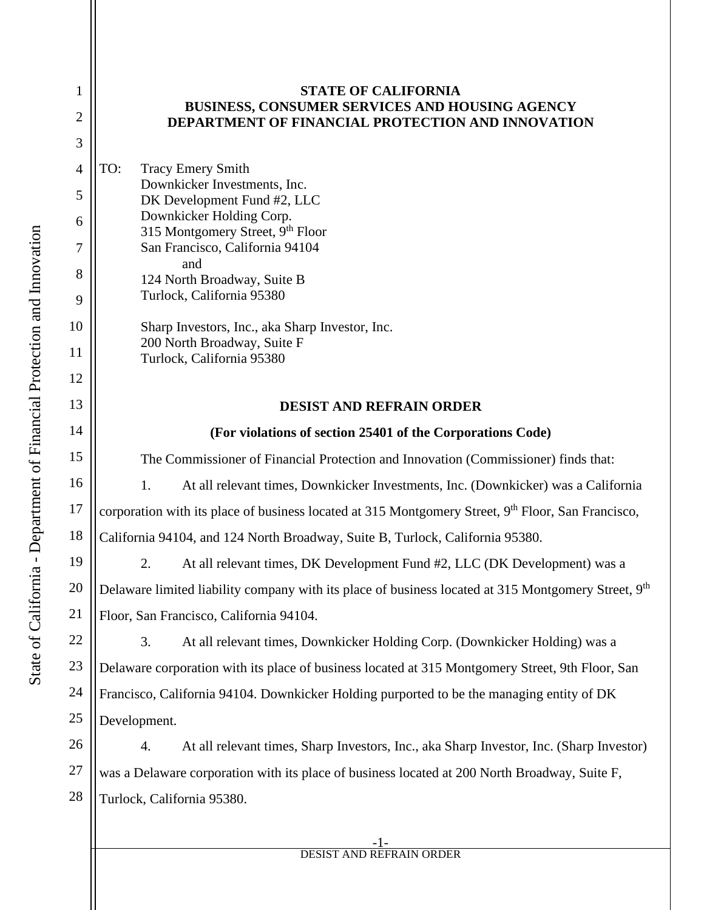**STATE OF CALIFORNIA**
**BUSINESS, CONSUMER SERVICES AND HOUSING AGENCY**
**DEPARTMENT OF FINANCIAL PROTECTION AND INNOVATION**

TO: Tracy Emery Smith
Downkicker Investments, Inc.
DK Development Fund #2, LLC
Downkicker Holding Corp.
315 Montgomery Street, 9th Floor
San Francisco, California 94104
and
124 North Broadway, Suite B
Turlock, California 95380

Sharp Investors, Inc., aka Sharp Investor, Inc.
200 North Broadway, Suite F
Turlock, California 95380

**DESIST AND REFRAIN ORDER**

**(For violations of section 25401 of the Corporations Code)**

The Commissioner of Financial Protection and Innovation (Commissioner) finds that:

1. At all relevant times, Downkicker Investments, Inc. (Downkicker) was a California corporation with its place of business located at 315 Montgomery Street, 9th Floor, San Francisco, California 94104, and 124 North Broadway, Suite B, Turlock, California 95380.

2. At all relevant times, DK Development Fund #2, LLC (DK Development) was a Delaware limited liability company with its place of business located at 315 Montgomery Street, 9th Floor, San Francisco, California 94104.

3. At all relevant times, Downkicker Holding Corp. (Downkicker Holding) was a Delaware corporation with its place of business located at 315 Montgomery Street, 9th Floor, San Francisco, California 94104. Downkicker Holding purported to be the managing entity of DK Development.

4. At all relevant times, Sharp Investors, Inc., aka Sharp Investor, Inc. (Sharp Investor) was a Delaware corporation with its place of business located at 200 North Broadway, Suite F, Turlock, California 95380.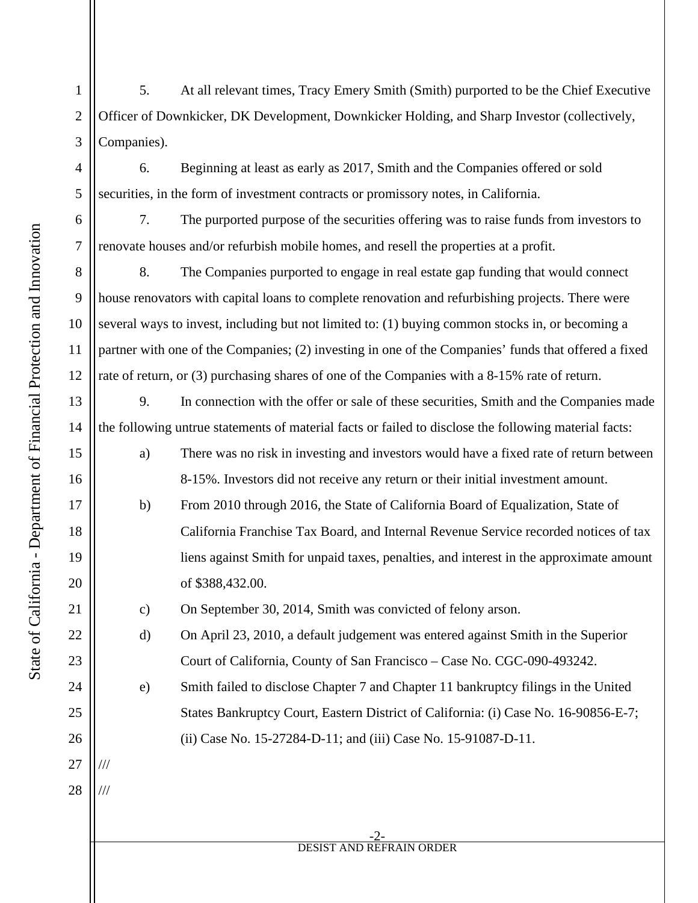5. At all relevant times, Tracy Emery Smith (Smith) purported to be the Chief Executive Officer of Downkicker, DK Development, Downkicker Holding, and Sharp Investor (collectively, Companies).

6. Beginning at least as early as 2017, Smith and the Companies offered or sold securities, in the form of investment contracts or promissory notes, in California.

7. The purported purpose of the securities offering was to raise funds from investors to renovate houses and/or refurbish mobile homes, and resell the properties at a profit.

8. The Companies purported to engage in real estate gap funding that would connect house renovators with capital loans to complete renovation and refurbishing projects. There were several ways to invest, including but not limited to: (1) buying common stocks in, or becoming a partner with one of the Companies; (2) investing in one of the Companies' funds that offered a fixed rate of return, or (3) purchasing shares of one of the Companies with a 8-15% rate of return.

9. In connection with the offer or sale of these securities, Smith and the Companies made the following untrue statements of material facts or failed to disclose the following material facts:

a) There was no risk in investing and investors would have a fixed rate of return between 8-15%. Investors did not receive any return or their initial investment amount.

b) From 2010 through 2016, the State of California Board of Equalization, State of California Franchise Tax Board, and Internal Revenue Service recorded notices of tax liens against Smith for unpaid taxes, penalties, and interest in the approximate amount of $388,432.00.

c) On September 30, 2014, Smith was convicted of felony arson.

d) On April 23, 2010, a default judgement was entered against Smith in the Superior Court of California, County of San Francisco – Case No. CGC-090-493242.

e) Smith failed to disclose Chapter 7 and Chapter 11 bankruptcy filings in the United States Bankruptcy Court, Eastern District of California: (i) Case No. 16-90856-E-7; (ii) Case No. 15-27284-D-11; and (iii) Case No. 15-91087-D-11.

///

///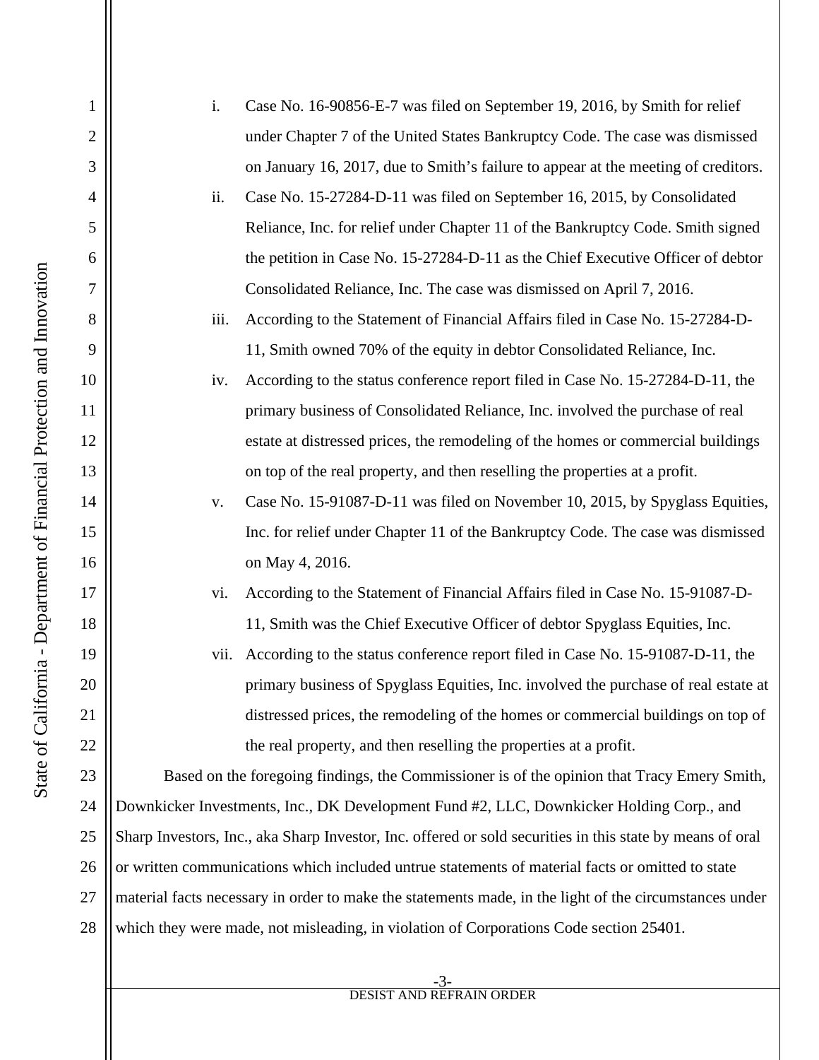i. Case No. 16-90856-E-7 was filed on September 19, 2016, by Smith for relief under Chapter 7 of the United States Bankruptcy Code. The case was dismissed on January 16, 2017, due to Smith's failure to appear at the meeting of creditors.

ii. Case No. 15-27284-D-11 was filed on September 16, 2015, by Consolidated Reliance, Inc. for relief under Chapter 11 of the Bankruptcy Code. Smith signed the petition in Case No. 15-27284-D-11 as the Chief Executive Officer of debtor Consolidated Reliance, Inc. The case was dismissed on April 7, 2016.

iii. According to the Statement of Financial Affairs filed in Case No. 15-27284-D-11, Smith owned 70% of the equity in debtor Consolidated Reliance, Inc.

iv. According to the status conference report filed in Case No. 15-27284-D-11, the primary business of Consolidated Reliance, Inc. involved the purchase of real estate at distressed prices, the remodeling of the homes or commercial buildings on top of the real property, and then reselling the properties at a profit.

v. Case No. 15-91087-D-11 was filed on November 10, 2015, by Spyglass Equities, Inc. for relief under Chapter 11 of the Bankruptcy Code. The case was dismissed on May 4, 2016.

vi. According to the Statement of Financial Affairs filed in Case No. 15-91087-D-11, Smith was the Chief Executive Officer of debtor Spyglass Equities, Inc.

vii. According to the status conference report filed in Case No. 15-91087-D-11, the primary business of Spyglass Equities, Inc. involved the purchase of real estate at distressed prices, the remodeling of the homes or commercial buildings on top of the real property, and then reselling the properties at a profit.

Based on the foregoing findings, the Commissioner is of the opinion that Tracy Emery Smith, Downkicker Investments, Inc., DK Development Fund #2, LLC, Downkicker Holding Corp., and Sharp Investors, Inc., aka Sharp Investor, Inc. offered or sold securities in this state by means of oral or written communications which included untrue statements of material facts or omitted to state material facts necessary in order to make the statements made, in the light of the circumstances under which they were made, not misleading, in violation of Corporations Code section 25401.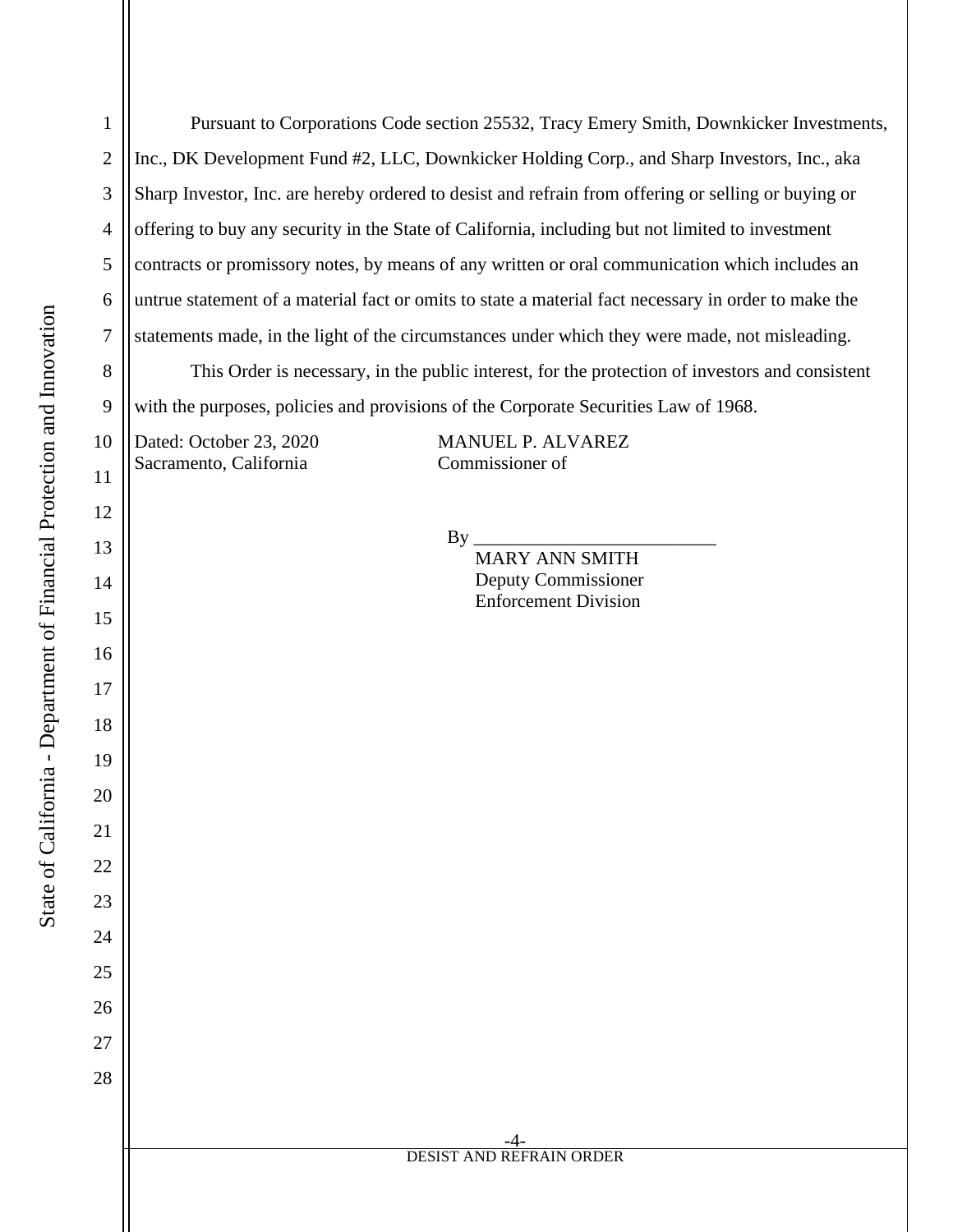Pursuant to Corporations Code section 25532, Tracy Emery Smith, Downkicker Investments, Inc., DK Development Fund #2, LLC, Downkicker Holding Corp., and Sharp Investors, Inc., aka Sharp Investor, Inc. are hereby ordered to desist and refrain from offering or selling or buying or offering to buy any security in the State of California, including but not limited to investment contracts or promissory notes, by means of any written or oral communication which includes an untrue statement of a material fact or omits to state a material fact necessary in order to make the statements made, in the light of the circumstances under which they were made, not misleading.

This Order is necessary, in the public interest, for the protection of investors and consistent with the purposes, policies and provisions of the Corporate Securities Law of 1968.

Dated: October 23, 2020
Sacramento, California

MANUEL P. ALVAREZ
Commissioner of

By ___________________________
MARY ANN SMITH
Deputy Commissioner
Enforcement Division